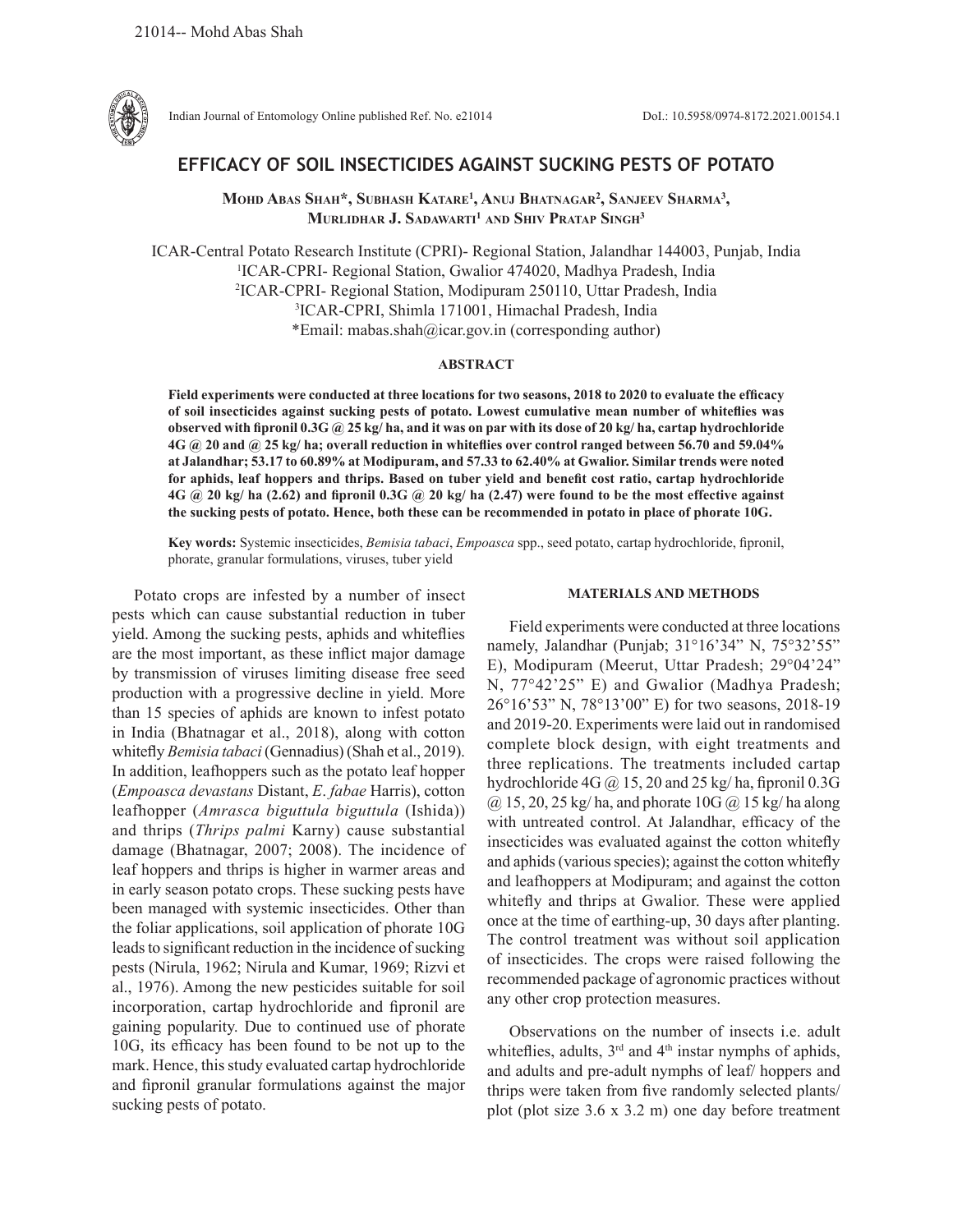# EFFICACY OF SOIL INSECTICIDES AGAINST SUCKING PESTS OF POTATO

**Mohd Abas Shah\*, Subhash Katare[1], Anuj Bhatnagar[2], Sanjeev Sharma[3], Murlidhar J. Sadawarti[1] and Shiv Pratap Singh[3]**

ICAR-Central Potato Research Institute (CPRI)- Regional Station, Jalandhar 144003, Punjab, India
[1]ICAR-CPRI- Regional Station, Gwalior 474020, Madhya Pradesh, India
[2]ICAR-CPRI- Regional Station, Modipuram 250110, Uttar Pradesh, India
[3]ICAR-CPRI, Shimla 171001, Himachal Pradesh, India
\*Email: mabas.shah@icar.gov.in (corresponding author)

## ABSTRACT

**Field experiments were conducted at three locations for two seasons, 2018 to 2020 to evaluate the efficacy of soil insecticides against sucking pests of potato. Lowest cumulative mean number of whiteflies was observed with fipronil 0.3G @ 25 kg/ ha, and it was on par with its dose of 20 kg/ ha, cartap hydrochloride 4G @ 20 and @ 25 kg/ ha; overall reduction in whiteflies over control ranged between 56.70 and 59.04% at Jalandhar; 53.17 to 60.89% at Modipuram, and 57.33 to 62.40% at Gwalior. Similar trends were noted for aphids, leaf hoppers and thrips. Based on tuber yield and benefit cost ratio, cartap hydrochloride 4G @ 20 kg/ ha (2.62) and fipronil 0.3G @ 20 kg/ ha (2.47) were found to be the most effective against the sucking pests of potato. Hence, both these can be recommended in potato in place of phorate 10G.**

**Key words:** Systemic insecticides, *Bemisia tabaci*, *Empoasca* spp., seed potato, cartap hydrochloride, fipronil, phorate, granular formulations, viruses, tuber yield

Potato crops are infested by a number of insect pests which can cause substantial reduction in tuber yield. Among the sucking pests, aphids and whiteflies are the most important, as these inflict major damage by transmission of viruses limiting disease free seed production with a progressive decline in yield. More than 15 species of aphids are known to infest potato in India (Bhatnagar et al., 2018), along with cotton whitefly *Bemisia tabaci* (Gennadius) (Shah et al., 2019). In addition, leafhoppers such as the potato leaf hopper (*Empoasca devastans* Distant, *E. fabae* Harris), cotton leafhopper (*Amrasca biguttula biguttula* (Ishida)) and thrips (*Thrips palmi* Karny) cause substantial damage (Bhatnagar, 2007; 2008). The incidence of leaf hoppers and thrips is higher in warmer areas and in early season potato crops. These sucking pests have been managed with systemic insecticides. Other than the foliar applications, soil application of phorate 10G leads to significant reduction in the incidence of sucking pests (Nirula, 1962; Nirula and Kumar, 1969; Rizvi et al., 1976). Among the new pesticides suitable for soil incorporation, cartap hydrochloride and fipronil are gaining popularity. Due to continued use of phorate 10G, its efficacy has been found to be not up to the mark. Hence, this study evaluated cartap hydrochloride and fipronil granular formulations against the major sucking pests of potato.

## MATERIALS AND METHODS

Field experiments were conducted at three locations namely, Jalandhar (Punjab; 31°16'34" N, 75°32'55" E), Modipuram (Meerut, Uttar Pradesh; 29°04'24" N, 77°42'25" E) and Gwalior (Madhya Pradesh; 26°16'53" N, 78°13'00" E) for two seasons, 2018-19 and 2019-20. Experiments were laid out in randomised complete block design, with eight treatments and three replications. The treatments included cartap hydrochloride 4G @ 15, 20 and 25 kg/ ha, fipronil 0.3G @ 15, 20, 25 kg/ ha, and phorate 10G @ 15 kg/ ha along with untreated control. At Jalandhar, efficacy of the insecticides was evaluated against the cotton whitefly and aphids (various species); against the cotton whitefly and leafhoppers at Modipuram; and against the cotton whitefly and thrips at Gwalior. These were applied once at the time of earthing-up, 30 days after planting. The control treatment was without soil application of insecticides. The crops were raised following the recommended package of agronomic practices without any other crop protection measures.

Observations on the number of insects i.e. adult whiteflies, adults, 3[rd] and 4[th] instar nymphs of aphids, and adults and pre-adult nymphs of leaf/ hoppers and thrips were taken from five randomly selected plants/ plot (plot size 3.6 x 3.2 m) one day before treatment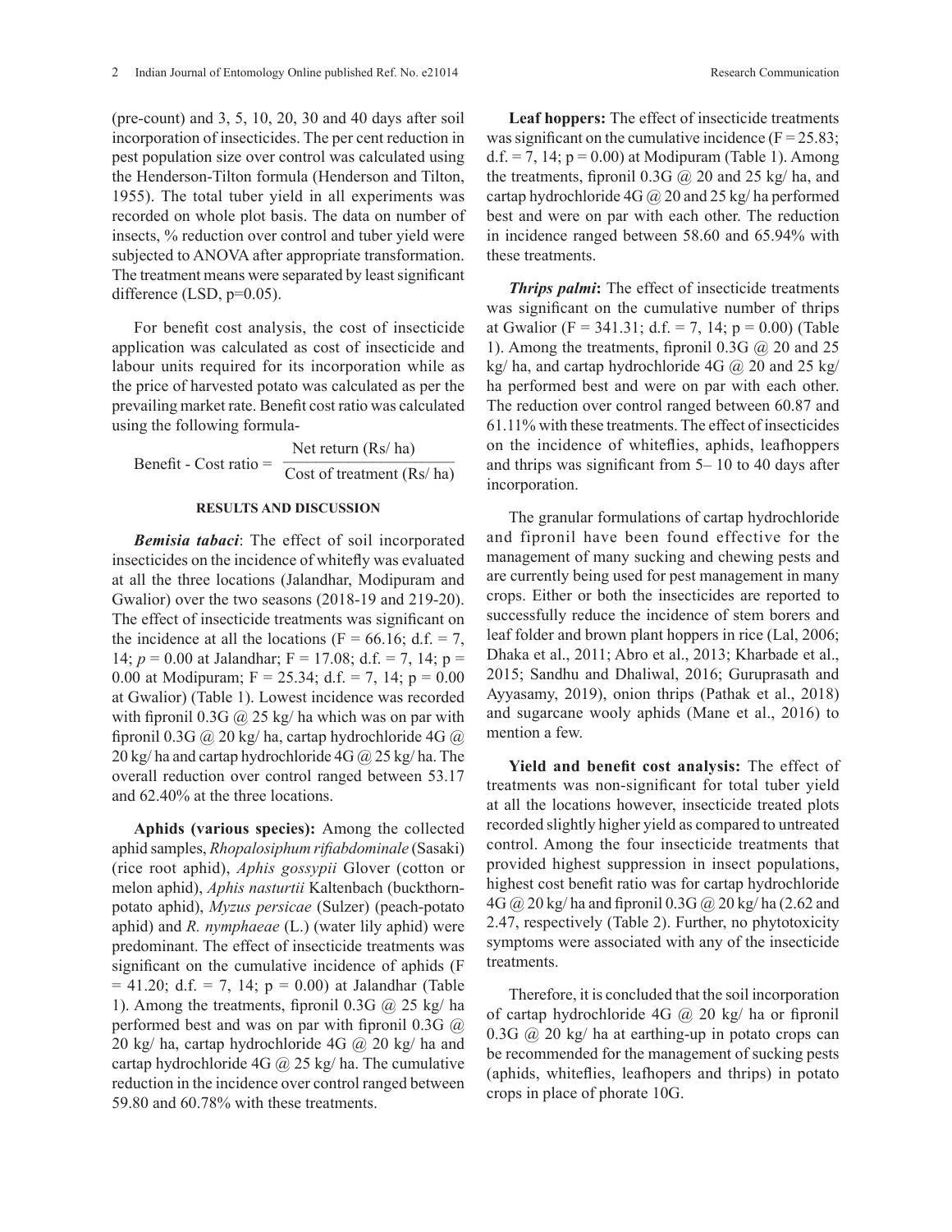(pre-count) and 3, 5, 10, 20, 30 and 40 days after soil incorporation of insecticides. The per cent reduction in pest population size over control was calculated using the Henderson-Tilton formula (Henderson and Tilton, 1955). The total tuber yield in all experiments was recorded on whole plot basis. The data on number of insects, % reduction over control and tuber yield were subjected to ANOVA after appropriate transformation. The treatment means were separated by least significant difference (LSD, p=0.05).

For benefit cost analysis, the cost of insecticide application was calculated as cost of insecticide and labour units required for its incorporation while as the price of harvested potato was calculated as per the prevailing market rate. Benefit cost ratio was calculated using the following formula-

$$\text{Benefit - Cost ratio} = \frac{\text{Net return (Rs/ ha)}}{\text{Cost of treatment (Rs/ ha)}}$$

## RESULTS AND DISCUSSION

***Bemisia tabaci***: The effect of soil incorporated insecticides on the incidence of whitefly was evaluated at all the three locations (Jalandhar, Modipuram and Gwalior) over the two seasons (2018-19 and 219-20). The effect of insecticide treatments was significant on the incidence at all the locations ($F = 66.16$; d.f. = 7, 14; $p = 0.00$ at Jalandhar; $F = 17.08$; d.f. = 7, 14; $p = 0.00$ at Modipuram; $F = 25.34$; d.f. = 7, 14; $p = 0.00$ at Gwalior) (Table 1). Lowest incidence was recorded with fipronil 0.3G @ 25 kg/ ha which was on par with fipronil 0.3G @ 20 kg/ ha, cartap hydrochloride 4G @ 20 kg/ ha and cartap hydrochloride 4G @ 25 kg/ ha. The overall reduction over control ranged between 53.17 and 62.40% at the three locations.

**Aphids (various species):** Among the collected aphid samples, *Rhopalosiphum rifiabdominale* (Sasaki) (rice root aphid), *Aphis gossypii* Glover (cotton or melon aphid), *Aphis nasturtii* Kaltenbach (buckthorn-potato aphid), *Myzus persicae* (Sulzer) (peach-potato aphid) and *R. nymphaeae* (L.) (water lily aphid) were predominant. The effect of insecticide treatments was significant on the cumulative incidence of aphids ($F = 41.20$; d.f. = 7, 14; $p = 0.00$) at Jalandhar (Table 1). Among the treatments, fipronil 0.3G @ 25 kg/ ha performed best and was on par with fipronil 0.3G @ 20 kg/ ha, cartap hydrochloride 4G @ 20 kg/ ha and cartap hydrochloride 4G @ 25 kg/ ha. The cumulative reduction in the incidence over control ranged between 59.80 and 60.78% with these treatments.

**Leaf hoppers:** The effect of insecticide treatments was significant on the cumulative incidence ($F = 25.83$; d.f. = 7, 14; $p = 0.00$) at Modipuram (Table 1). Among the treatments, fipronil 0.3G @ 20 and 25 kg/ ha, and cartap hydrochloride 4G @ 20 and 25 kg/ ha performed best and were on par with each other. The reduction in incidence ranged between 58.60 and 65.94% with these treatments.

***Thrips palmi*:** The effect of insecticide treatments was significant on the cumulative number of thrips at Gwalior ($F = 341.31$; d.f. = 7, 14; $p = 0.00$) (Table 1). Among the treatments, fipronil 0.3G @ 20 and 25 kg/ ha, and cartap hydrochloride 4G @ 20 and 25 kg/ ha performed best and were on par with each other. The reduction over control ranged between 60.87 and 61.11% with these treatments. The effect of insecticides on the incidence of whiteflies, aphids, leafhoppers and thrips was significant from 5– 10 to 40 days after incorporation.

The granular formulations of cartap hydrochloride and fipronil have been found effective for the management of many sucking and chewing pests and are currently being used for pest management in many crops. Either or both the insecticides are reported to successfully reduce the incidence of stem borers and leaf folder and brown plant hoppers in rice (Lal, 2006; Dhaka et al., 2011; Abro et al., 2013; Kharbade et al., 2015; Sandhu and Dhaliwal, 2016; Guruprasath and Ayyasamy, 2019), onion thrips (Pathak et al., 2018) and sugarcane wooly aphids (Mane et al., 2016) to mention a few.

**Yield and benefit cost analysis:** The effect of treatments was non-significant for total tuber yield at all the locations however, insecticide treated plots recorded slightly higher yield as compared to untreated control. Among the four insecticide treatments that provided highest suppression in insect populations, highest cost benefit ratio was for cartap hydrochloride 4G @ 20 kg/ ha and fipronil 0.3G @ 20 kg/ ha (2.62 and 2.47, respectively (Table 2). Further, no phytotoxicity symptoms were associated with any of the insecticide treatments.

Therefore, it is concluded that the soil incorporation of cartap hydrochloride 4G @ 20 kg/ ha or fipronil 0.3G @ 20 kg/ ha at earthing-up in potato crops can be recommended for the management of sucking pests (aphids, whiteflies, leafhopers and thrips) in potato crops in place of phorate 10G.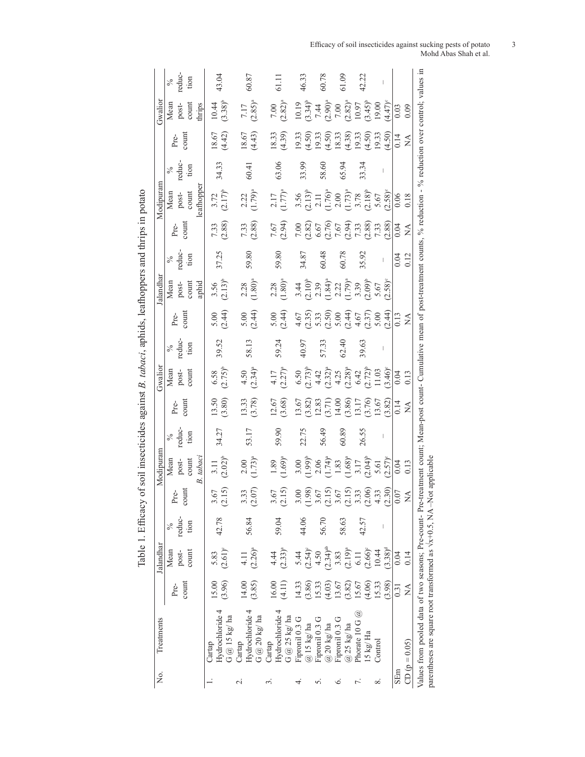Table 1. Efficacy of soil insecticides against *B. tabaci*, aphids, leafhoppers and thrips in potato

| No. | Treatments | Jalandhar | | | Modipuram | | | Gwalior | | | Jalandhar | | | Modipuram | | | Gwalior | | |
|---|---|---|---|---|---|---|---|---|---|---|---|---|---|---|---|---|---|---|---|
| | | *B. tabaci* | | | | | | | | | aphid | | | leafhopper | | | thrips | | |
| | | Pre-count | Mean post-count | % reduction | Pre-count | Mean post-count | % reduction | Pre-count | Mean post-count | % reduction | Pre-count | Mean post-count | % reduction | Pre-count | Mean post-count | % reduction | Pre-count | Mean post-count | % reduction |
| 1. | Cartap Hydrochloride 4 G @ 15 kg/ ha | 15.00 (3.96) | 5.83 (2.61)[c] | 42.78 | 3.67 (2.15) | 3.11 (2.02)[b] | 34.27 | 13.50 (3.80) | 6.58 (2.75)[b] | 39.52 | 5.00 (2.44) | 3.56 (2.13)[b] | 37.25 | 7.33 (2.88) | 3.72 (2.17)[b] | 34.33 | 18.67 (4.42) | 10.44 (3.38)[b] | 43.04 |
| 2. | Cartap Hydrochloride 4 G @ 20 kg/ ha | 14.00 (3.85) | 4.11 (2.26)[a] | 56.84 | 3.33 (2.07) | 2.00 (1.73)[a] | 53.17 | 13.33 (3.78) | 4.50 (2.34)[a] | 58.13 | 5.00 (2.44) | 2.28 (1.80)[a] | 59.80 | 7.33 (2.88) | 2.22 (1.79)[a] | 60.41 | 18.67 (4.43) | 7.17 (2.85)[a] | 60.87 |
| 3. | Cartap Hydrochloride 4 G @ 25 kg/ ha | 16.00 (4.11) | 4.44 (2.33)[a] | 59.04 | 3.67 (2.15) | 1.89 (1.69)[a] | 59.90 | 12.67 (3.68) | 4.17 (2.27)[a] | 59.24 | 5.00 (2.44) | 2.28 (1.80)[a] | 59.80 | 7.67 (2.94) | 2.17 (1.77)[a] | 63.06 | 18.33 (4.39) | 7.00 (2.82)[a] | 61.11 |
| 4. | Fipronil 0.3 G @ 15 kg/ ha | 14.33 (3.86) | 5.44 (2.54)[c] | 44.06 | 3.00 (1.98) | 3.00 (1.99)[b] | 22.75 | 13.67 (3.82) | 6.50 (2.73)[b] | 40.97 | 4.67 (2.35) | 3.44 (2.10)[b] | 34.87 | 7.00 (2.82) | 3.56 (2.13)[b] | 33.99 | 19.33 (4.50) | 10.19 (3.34)[b] | 46.33 |
| 5. | Fipronil 0.3 G @ 20 kg/ ha | 15.33 (4.03) | 4.50 (2.34)[ab] | 56.70 | 3.67 (2.15) | 2.06 (1.74)[a] | 56.49 | 12.83 (3.71) | 4.42 (2.32)[a] | 57.33 | 5.33 (2.50) | 2.39 (1.84)[a] | 60.48 | 6.67 (2.76) | 2.11 (1.76)[a] | 58.60 | 19.33 (4.50) | 7.44 (2.90)[a] | 60.78 |
| 6. | Fipronil 0.3 G @ 25 kg/ ha | 13.67 (3.82) | 3.83 (2.19)[a] | 58.63 | 3.67 (2.15) | 1.83 (1.68)[a] | 60.89 | 14.00 (3.86) | 4.25 (2.28)[a] | 62.40 | 5.00 (2.44) | 2.22 (1.79)[a] | 60.78 | 7.67 (2.94) | 2.00 (1.73)[a] | 65.94 | 18.33 (4.38) | 7.00 (2.82)[a] | 61.09 |
| 7. | Phorate 10 G @ 15 kg/ Ha | 15.67 (4.06) | 6.11 (2.66)[c] | 42.57 | 3.33 (2.06) | 3.17 (2.04)[b] | 26.55 | 13.17 (3.76) | 6.42 (2.72)[b] | 39.63 | 4.67 (2.37) | 3.39 (2.09)[b] | 35.92 | 7.33 (2.88) | 3.78 (2.18)[b] | 33.34 | 19.33 (4.50) | 10.97 (3.45)[b] | 42.22 |
| 8. | Control | 15.33 (3.98) | 10.44 (3.38)[d] | – | 4.33 (2.30) | 5.61 (2.57)[c] | – | 13.67 (3.82) | 11.03 (3.46)[c] | – | 5.00 (2.44) | 5.67 (2.58)[c] | – | 7.33 (2.88) | 5.67 (2.58)[c] | – | 19.33 (4.50) | 19.00 (4.47)[c] | – |
| SEm | | 0.31 | 0.04 | | 0.07 | 0.04 | | 0.14 | 0.04 | | 0.13 | | 0.04 | 0.04 | 0.06 | | 0.14 | 0.03 | |
| CD (p = 0.05) | | NA | 0.14 | | NA | 0.13 | | NA | 0.13 | | NA | | 0.12 | NA | 0.18 | | NA | 0.09 | |

Values from pooled data of two seasons; Pre-count- Pre-treatment count; Mean-post count- Cumulative mean of post-treatment counts, % reduction - % reduction over control; values in parentheses are square root transformed as $\sqrt{x+0.5}$, NA –Not applicable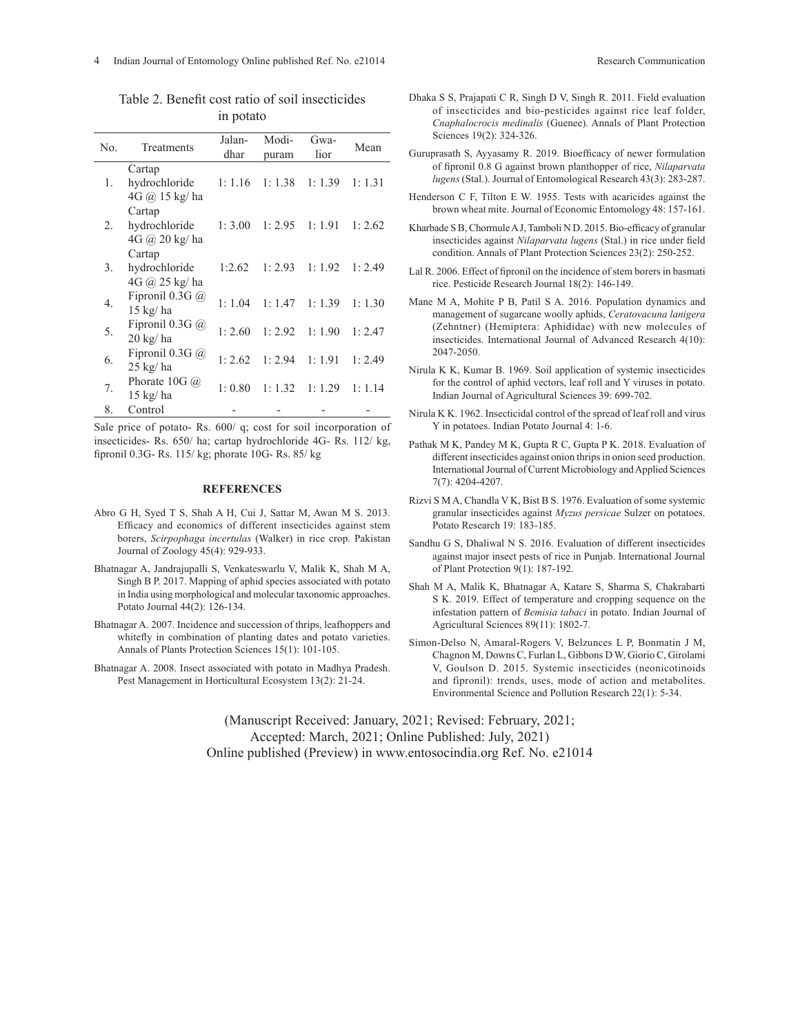Table 2. Benefit cost ratio of soil insecticides in potato

| No. | Treatments | Jalandhar | Modipuram | Gwalior | Mean |
|---|---|---|---|---|---|
| 1. | Cartap hydrochloride 4G @ 15 kg/ ha | 1: 1.16 | 1: 1.38 | 1: 1.39 | 1: 1.31 |
| 2. | Cartap hydrochloride 4G @ 20 kg/ ha | 1: 3.00 | 1: 2.95 | 1: 1.91 | 1: 2.62 |
| 3. | Cartap hydrochloride 4G @ 25 kg/ ha | 1:2.62 | 1: 2.93 | 1: 1.92 | 1: 2.49 |
| 4. | Fipronil 0.3G @ 15 kg/ ha | 1: 1.04 | 1: 1.47 | 1: 1.39 | 1: 1.30 |
| 5. | Fipronil 0.3G @ 20 kg/ ha | 1: 2.60 | 1: 2.92 | 1: 1.90 | 1: 2.47 |
| 6. | Fipronil 0.3G @ 25 kg/ ha | 1: 2.62 | 1: 2.94 | 1: 1.91 | 1: 2.49 |
| 7. | Phorate 10G @ 15 kg/ ha | 1: 0.80 | 1: 1.32 | 1: 1.29 | 1: 1.14 |
| 8. | Control | - | - | - | - |

Sale price of potato- Rs. 600/ q; cost for soil incorporation of insecticides- Rs. 650/ ha; cartap hydrochloride 4G- Rs. 112/ kg, fipronil 0.3G- Rs. 115/ kg; phorate 10G- Rs. 85/ kg

## REFERENCES

Abro G H, Syed T S, Shah A H, Cui J, Sattar M, Awan M S. 2013. Efficacy and economics of different insecticides against stem borers, *Scirpophaga incertulas* (Walker) in rice crop. Pakistan Journal of Zoology 45(4): 929-933.

Bhatnagar A, Jandrajupalli S, Venkateswarlu V, Malik K, Shah M A, Singh B P. 2017. Mapping of aphid species associated with potato in India using morphological and molecular taxonomic approaches. Potato Journal 44(2): 126-134.

Bhatnagar A. 2007. Incidence and succession of thrips, leafhoppers and whitefly in combination of planting dates and potato varieties. Annals of Plants Protection Sciences 15(1): 101-105.

Bhatnagar A. 2008. Insect associated with potato in Madhya Pradesh. Pest Management in Horticultural Ecosystem 13(2): 21-24.

Dhaka S S, Prajapati C R, Singh D V, Singh R. 2011. Field evaluation of insecticides and bio-pesticides against rice leaf folder, *Cnaphalocrocis medinalis* (Guenee). Annals of Plant Protection Sciences 19(2): 324-326.

Guruprasath S, Ayyasamy R. 2019. Bioefficacy of newer formulation of fipronil 0.8 G against brown planthopper of rice, *Nilaparvata lugens* (Stal.). Journal of Entomological Research 43(3): 283-287.

Henderson C F, Tilton E W. 1955. Tests with acaricides against the brown wheat mite. Journal of Economic Entomology 48: 157-161.

Kharbade S B, Chormule A J, Tamboli N D. 2015. Bio-efficacy of granular insecticides against *Nilaparvata lugens* (Stal.) in rice under field condition. Annals of Plant Protection Sciences 23(2): 250-252.

Lal R. 2006. Effect of fipronil on the incidence of stem borers in basmati rice. Pesticide Research Journal 18(2): 146-149.

Mane M A, Mohite P B, Patil S A. 2016. Population dynamics and management of sugarcane woolly aphids, *Ceratovacuna lanigera* (Zehntner) (Hemiptera: Aphididae) with new molecules of insecticides. International Journal of Advanced Research 4(10): 2047-2050.

Nirula K K, Kumar B. 1969. Soil application of systemic insecticides for the control of aphid vectors, leaf roll and Y viruses in potato. Indian Journal of Agricultural Sciences 39: 699-702.

Nirula K K. 1962. Insecticidal control of the spread of leaf roll and virus Y in potatoes. Indian Potato Journal 4: 1-6.

Pathak M K, Pandey M K, Gupta R C, Gupta P K. 2018. Evaluation of different insecticides against onion thrips in onion seed production. International Journal of Current Microbiology and Applied Sciences 7(7): 4204-4207.

Rizvi S M A, Chandla V K, Bist B S. 1976. Evaluation of some systemic granular insecticides against *Myzus persicae* Sulzer on potatoes. Potato Research 19: 183-185.

Sandhu G S, Dhaliwal N S. 2016. Evaluation of different insecticides against major insect pests of rice in Punjab. International Journal of Plant Protection 9(1): 187-192.

Shah M A, Malik K, Bhatnagar A, Katare S, Sharma S, Chakrabarti S K. 2019. Effect of temperature and cropping sequence on the infestation pattern of *Bemisia tabaci* in potato. Indian Journal of Agricultural Sciences 89(11): 1802-7.

Simon-Delso N, Amaral-Rogers V, Belzunces L P, Bonmatin J M, Chagnon M, Downs C, Furlan L, Gibbons D W, Giorio C, Girolami V, Goulson D. 2015. Systemic insecticides (neonicotinoids and fipronil): trends, uses, mode of action and metabolites. Environmental Science and Pollution Research 22(1): 5-34.

(Manuscript Received: January, 2021; Revised: February, 2021;
Accepted: March, 2021; Online Published: July, 2021)
Online published (Preview) in www.entosocindia.org Ref. No. e21014